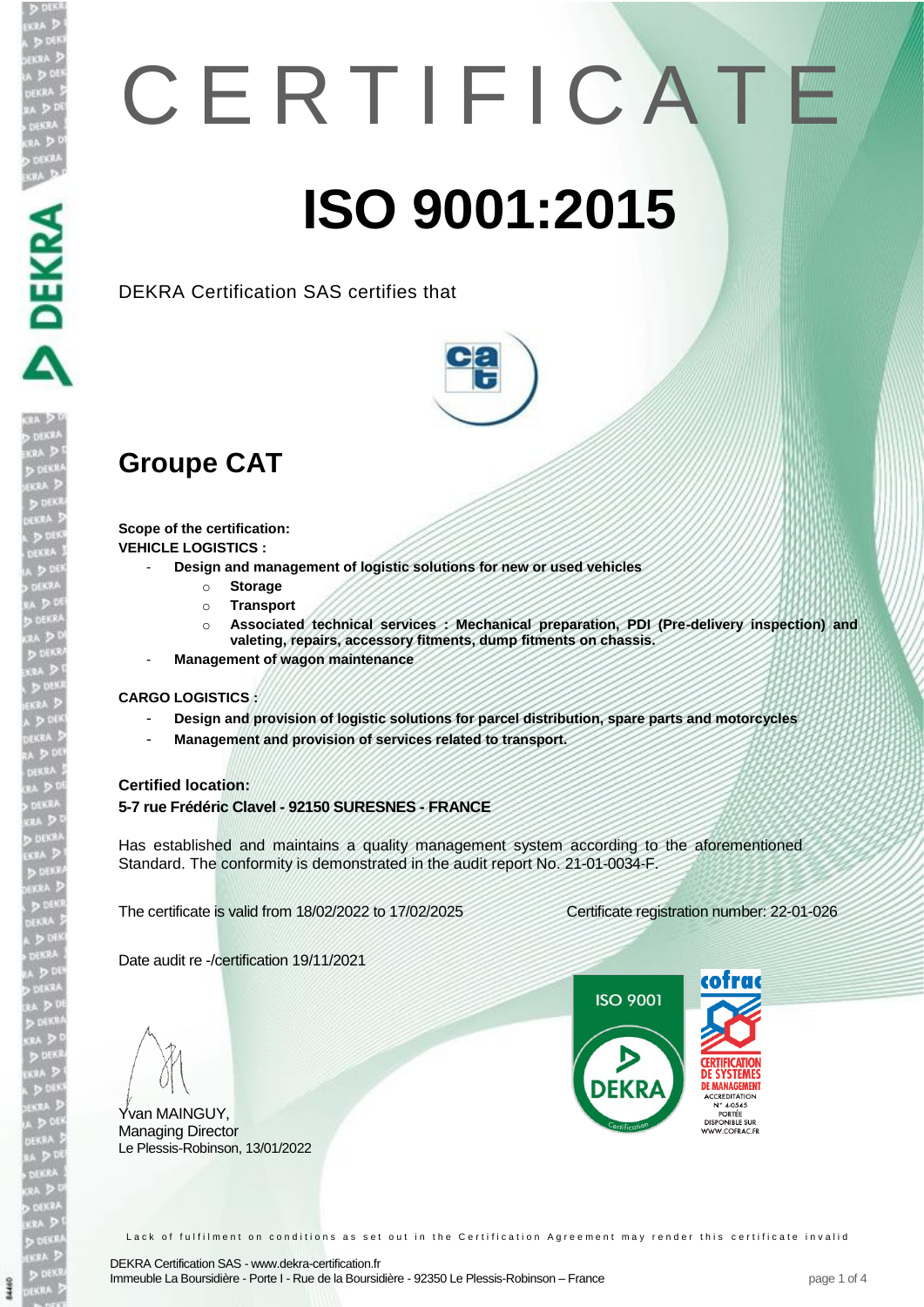# CERTIFICATE

# ISO 9001:2015

DEKRA Certification SAS certifies that

## Groupe CAT

**Scope of the certification:**
**VEHICLE LOGISTICS :**

- **Design and management of logistic solutions for new or used vehicles**
  - **Storage**
  - **Transport**
  - **Associated technical services : Mechanical preparation, PDI (Pre-delivery inspection) and valeting, repairs, accessory fitments, dump fitments on chassis.**
- **Management of wagon maintenance**

**CARGO LOGISTICS :**

- **Design and provision of logistic solutions for parcel distribution, spare parts and motorcycles**
- **Management and provision of services related to transport.**

**Certified location:**
**5-7 rue Frédéric Clavel - 92150 SURESNES - FRANCE**

Has established and maintains a quality management system according to the aforementioned Standard. The conformity is demonstrated in the audit report No. 21-01-0034-F.

The certificate is valid from 18/02/2022 to 17/02/2025

Certificate registration number: 22-01-026

Date audit re -/certification 19/11/2021

Yvan MAINGUY,
Managing Director
Le Plessis-Robinson, 13/01/2022

ISO 9001 DEKRA Certification

cofrac CERTIFICATION DE SYSTEMES DE MANAGEMENT ACCREDITATION N° 4-0545 PORTÉE DISPONIBLE SUR WWW.COFRAC.FR

Lack of fulfilment on conditions as set out in the Certification Agreement may render this certificate invalid

DEKRA Certification SAS - www.dekra-certification.fr
Immeuble La Boursidière - Porte I - Rue de la Boursidière - 92350 Le Plessis-Robinson – France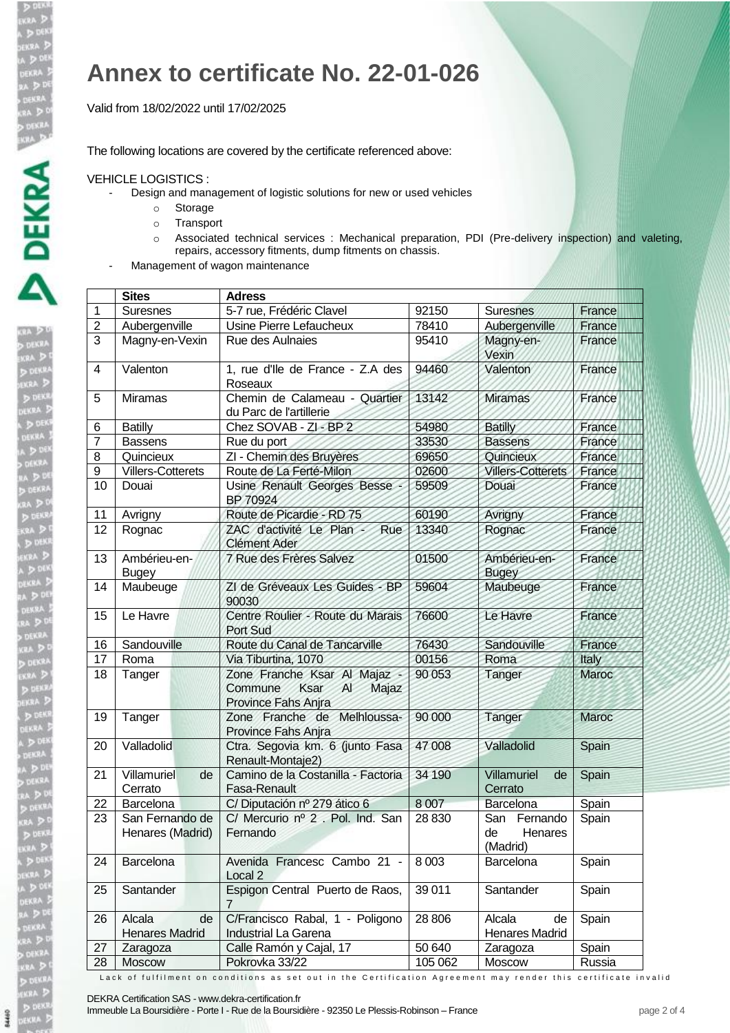# Annex to certificate No. 22-01-026

Valid from 18/02/2022 until 17/02/2025

The following locations are covered by the certificate referenced above:

VEHICLE LOGISTICS :

- Design and management of logistic solutions for new or used vehicles
  - Storage
  - Transport
  - Associated technical services : Mechanical preparation, PDI (Pre-delivery inspection) and valeting, repairs, accessory fitments, dump fitments on chassis.
- Management of wagon maintenance

| | Sites | Adress | | | |
|---|---|---|---|---|---|
| 1 | Suresnes | 5-7 rue, Frédéric Clavel | 92150 | Suresnes | France |
| 2 | Aubergenville | Usine Pierre Lefaucheux | 78410 | Aubergenville | France |
| 3 | Magny-en-Vexin | Rue des Aulnaies | 95410 | Magny-en-Vexin | France |
| 4 | Valenton | 1, rue d'Ile de France - Z.A des Roseaux | 94460 | Valenton | France |
| 5 | Miramas | Chemin de Calameau - Quartier du Parc de l'artillerie | 13142 | Miramas | France |
| 6 | Batilly | Chez SOVAB - ZI - BP 2 | 54980 | Batilly | France |
| 7 | Bassens | Rue du port | 33530 | Bassens | France |
| 8 | Quincieux | ZI - Chemin des Bruyères | 69650 | Quincieux | France |
| 9 | Villers-Cotterets | Route de La Ferté-Milon | 02600 | Villers-Cotterets | France |
| 10 | Douai | Usine Renault Georges Besse - BP 70924 | 59509 | Douai | France |
| 11 | Avrigny | Route de Picardie - RD 75 | 60190 | Avrigny | France |
| 12 | Rognac | ZAC d'activité Le Plan - Rue Clément Ader | 13340 | Rognac | France |
| 13 | Ambérieu-en-Bugey | 7 Rue des Frères Salvez | 01500 | Ambérieu-en-Bugey | France |
| 14 | Maubeuge | ZI de Gréveaux Les Guides - BP 90030 | 59604 | Maubeuge | France |
| 15 | Le Havre | Centre Roulier - Route du Marais Port Sud | 76600 | Le Havre | France |
| 16 | Sandouville | Route du Canal de Tancarville | 76430 | Sandouville | France |
| 17 | Roma | Via Tiburtina, 1070 | 00156 | Roma | Italy |
| 18 | Tanger | Zone Franche Ksar Al Majaz - Commune Ksar Al Majaz Province Fahs Anjra | 90 053 | Tanger | Maroc |
| 19 | Tanger | Zone Franche de Melhloussa- Province Fahs Anjra | 90 000 | Tanger | Maroc |
| 20 | Valladolid | Ctra. Segovia km. 6 (junto Fasa Renault-Montaje2) | 47 008 | Valladolid | Spain |
| 21 | Villamuriel de Cerrato | Camino de la Costanilla - Factoria Fasa-Renault | 34 190 | Villamuriel de Cerrato | Spain |
| 22 | Barcelona | C/ Diputación nº 279 ático 6 | 8 007 | Barcelona | Spain |
| 23 | San Fernando de Henares (Madrid) | C/ Mercurio nº 2 . Pol. Ind. San Fernando | 28 830 | San Fernando de Henares (Madrid) | Spain |
| 24 | Barcelona | Avenida Francesc Cambo 21 - Local 2 | 8 003 | Barcelona | Spain |
| 25 | Santander | Espigon Central Puerto de Raos, 7 | 39 011 | Santander | Spain |
| 26 | Alcala de Henares Madrid | C/Francisco Rabal, 1 - Poligono Industrial La Garena | 28 806 | Alcala de Henares Madrid | Spain |
| 27 | Zaragoza | Calle Ramón y Cajal, 17 | 50 640 | Zaragoza | Spain |
| 28 | Moscow | Pokrovka 33/22 | 105 062 | Moscow | Russia |

Lack of fulfilment on conditions as set out in the Certification Agreement may render this certificate invalid

DEKRA Certification SAS - www.dekra-certification.fr
Immeuble La Boursidière - Porte I - Rue de la Boursidière - 92350 Le Plessis-Robinson – France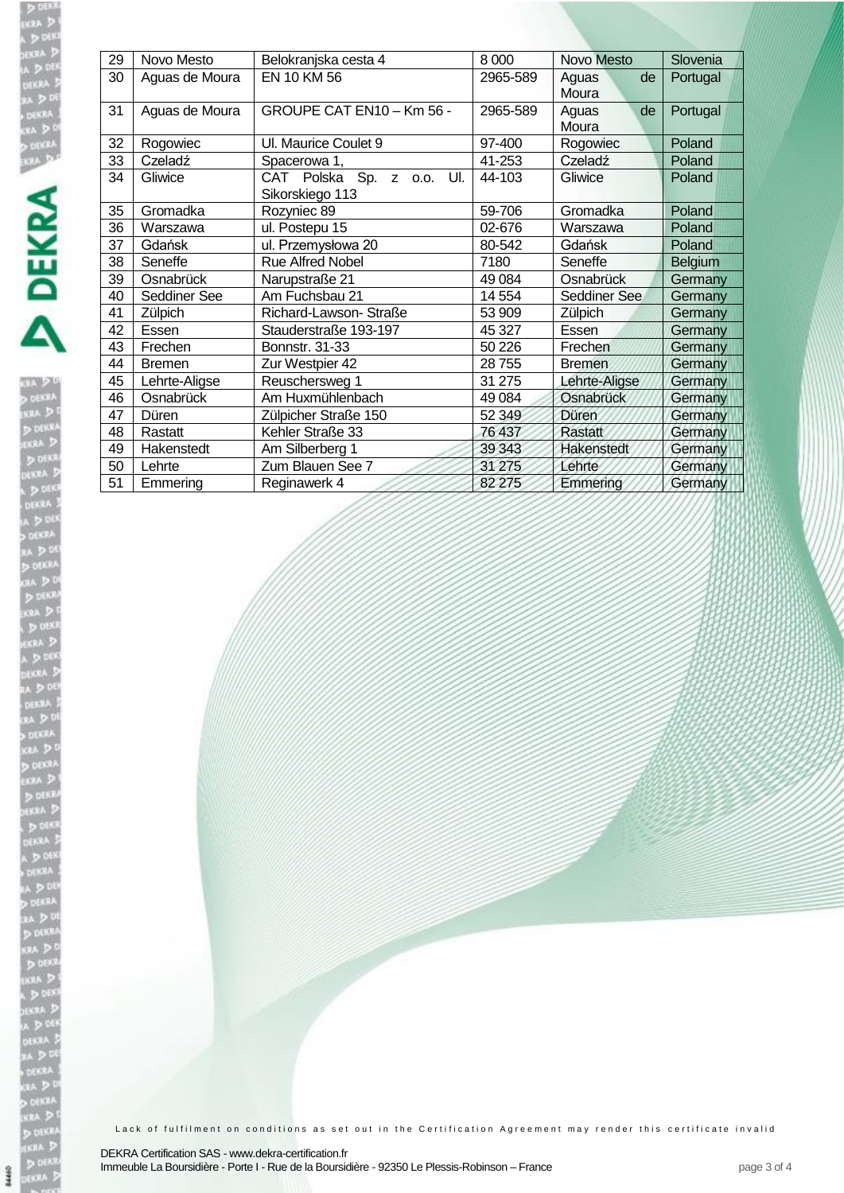| 29 | Novo Mesto | Belokranjska cesta 4 | 8 000 | Novo Mesto | Slovenia |
|---|---|---|---|---|---|
| 30 | Aguas de Moura | EN 10 KM 56 | 2965-589 | Aguas de Moura | Portugal |
| 31 | Aguas de Moura | GROUPE CAT EN10 – Km 56 - | 2965-589 | Aguas de Moura | Portugal |
| 32 | Rogowiec | Ul. Maurice Coulet 9 | 97-400 | Rogowiec | Poland |
| 33 | Czeladź | Spacerowa 1, | 41-253 | Czeladź | Poland |
| 34 | Gliwice | CAT Polska Sp. z o.o. Ul. Sikorskiego 113 | 44-103 | Gliwice | Poland |
| 35 | Gromadka | Rozyniec 89 | 59-706 | Gromadka | Poland |
| 36 | Warszawa | ul. Postepu 15 | 02-676 | Warszawa | Poland |
| 37 | Gdańsk | ul. Przemysłowa 20 | 80-542 | Gdańsk | Poland |
| 38 | Seneffe | Rue Alfred Nobel | 7180 | Seneffe | Belgium |
| 39 | Osnabrück | Narupstraße 21 | 49 084 | Osnabrück | Germany |
| 40 | Seddiner See | Am Fuchsbau 21 | 14 554 | Seddiner See | Germany |
| 41 | Zülpich | Richard-Lawson- Straße | 53 909 | Zülpich | Germany |
| 42 | Essen | Stauderstraße 193-197 | 45 327 | Essen | Germany |
| 43 | Frechen | Bonnstr. 31-33 | 50 226 | Frechen | Germany |
| 44 | Bremen | Zur Westpier 42 | 28 755 | Bremen | Germany |
| 45 | Lehrte-Aligse | Reuschersweg 1 | 31 275 | Lehrte-Aligse | Germany |
| 46 | Osnabrück | Am Huxmühlenbach | 49 084 | Osnabrück | Germany |
| 47 | Düren | Zülpicher Straße 150 | 52 349 | Düren | Germany |
| 48 | Rastatt | Kehler Straße 33 | 76 437 | Rastatt | Germany |
| 49 | Hakenstedt | Am Silberberg 1 | 39 343 | Hakenstedt | Germany |
| 50 | Lehrte | Zum Blauen See 7 | 31 275 | Lehrte | Germany |
| 51 | Emmering | Reginawerk 4 | 82 275 | Emmering | Germany |

Lack of fulfilment on conditions as set out in the Certification Agreement may render this certificate invalid

DEKRA Certification SAS - www.dekra-certification.fr
Immeuble La Boursidière - Porte I - Rue de la Boursidière - 92350 Le Plessis-Robinson – France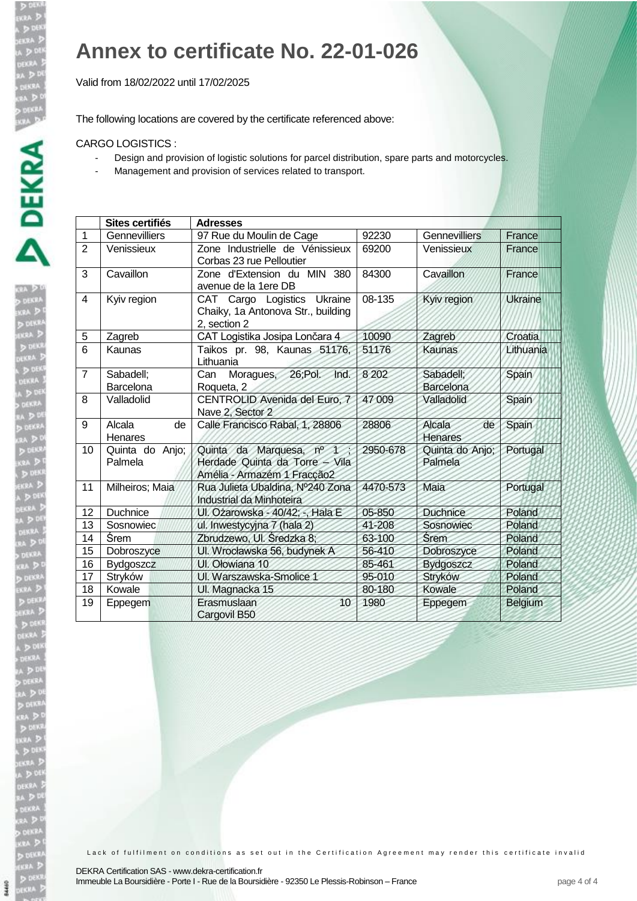# Annex to certificate No. 22-01-026

Valid from 18/02/2022 until 17/02/2025

The following locations are covered by the certificate referenced above:

CARGO LOGISTICS :

- Design and provision of logistic solutions for parcel distribution, spare parts and motorcycles.
- Management and provision of services related to transport.

| | Sites certifiés | Adresses | | | |
|---|---|---|---|---|---|
| 1 | Gennevilliers | 97 Rue du Moulin de Cage | 92230 | Gennevilliers | France |
| 2 | Venissieux | Zone Industrielle de Vénissieux Corbas 23 rue Pelloutier | 69200 | Venissieux | France |
| 3 | Cavaillon | Zone d'Extension du MIN 380 avenue de la 1ere DB | 84300 | Cavaillon | France |
| 4 | Kyiv region | CAT Cargo Logistics Ukraine Chaiky, 1a Antonova Str., building 2, section 2 | 08-135 | Kyiv region | Ukraine |
| 5 | Zagreb | CAT Logistika Josipa Lončara 4 | 10090 | Zagreb | Croatia |
| 6 | Kaunas | Taikos pr. 98, Kaunas 51176, Lithuania | 51176 | Kaunas | Lithuania |
| 7 | Sabadell; Barcelona | Can Moragues, 26;Pol. Ind. Roqueta, 2 | 8 202 | Sabadell; Barcelona | Spain |
| 8 | Valladolid | CENTROLID Avenida del Euro, 7 Nave 2, Sector 2 | 47 009 | Valladolid | Spain |
| 9 | Alcala de Henares | Calle Francisco Rabal, 1, 28806 | 28806 | Alcala de Henares | Spain |
| 10 | Quinta do Anjo; Palmela | Quinta da Marquesa, nº 1 ; Herdade Quinta da Torre – Vila Amélia - Armazém 1 Fracção2 | 2950-678 | Quinta do Anjo; Palmela | Portugal |
| 11 | Milheiros; Maia | Rua Julieta Ubaldina, Nº240 Zona Industrial da Minhoteira | 4470-573 | Maia | Portugal |
| 12 | Duchnice | Ul. Ożarowska - 40/42; -, Hala E | 05-850 | Duchnice | Poland |
| 13 | Sosnowiec | ul. Inwestycyjna 7 (hala 2) | 41-208 | Sosnowiec | Poland |
| 14 | Śrem | Zbrudzewo, Ul. Średzka 8; | 63-100 | Śrem | Poland |
| 15 | Dobroszyce | Ul. Wrocławska 56, budynek A | 56-410 | Dobroszyce | Poland |
| 16 | Bydgoszcz | Ul. Ołowiana 10 | 85-461 | Bydgoszcz | Poland |
| 17 | Stryków | Ul. Warszawska-Smolice 1 | 95-010 | Stryków | Poland |
| 18 | Kowale | Ul. Magnacka 15 | 80-180 | Kowale | Poland |
| 19 | Eppegem | Erasmuslaan 10 Cargovil B50 | 1980 | Eppegem | Belgium |

Lack of fulfilment on conditions as set out in the Certification Agreement may render this certificate invalid

DEKRA Certification SAS - www.dekra-certification.fr
Immeuble La Boursidière - Porte I - Rue de la Boursidière - 92350 Le Plessis-Robinson – France